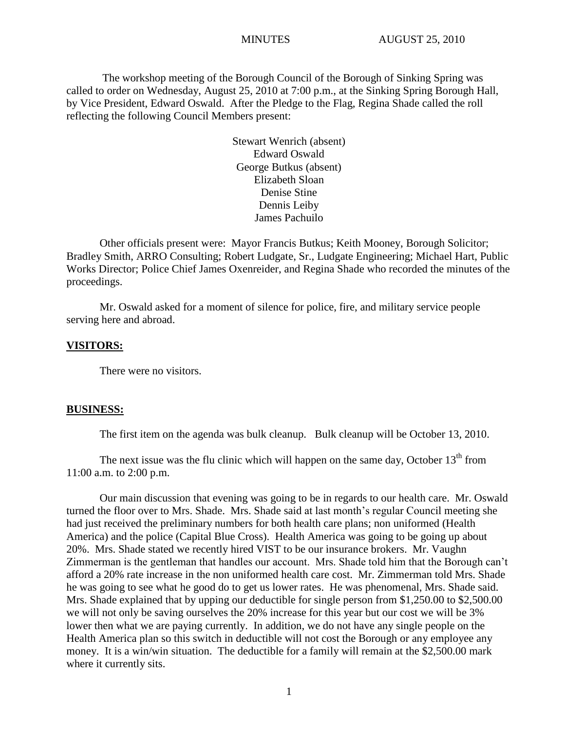MINUTES AUGUST 25, 2010

The workshop meeting of the Borough Council of the Borough of Sinking Spring was called to order on Wednesday, August 25, 2010 at 7:00 p.m., at the Sinking Spring Borough Hall, by Vice President, Edward Oswald. After the Pledge to the Flag, Regina Shade called the roll reflecting the following Council Members present:

Stewart Wenrich (absent)
Edward Oswald
George Butkus (absent)
Elizabeth Sloan
Denise Stine
Dennis Leiby
James Pachuilo

Other officials present were: Mayor Francis Butkus; Keith Mooney, Borough Solicitor; Bradley Smith, ARRO Consulting; Robert Ludgate, Sr., Ludgate Engineering; Michael Hart, Public Works Director; Police Chief James Oxenreider, and Regina Shade who recorded the minutes of the proceedings.

Mr. Oswald asked for a moment of silence for police, fire, and military service people serving here and abroad.

**VISITORS:**

There were no visitors.

**BUSINESS:**

The first item on the agenda was bulk cleanup. Bulk cleanup will be October 13, 2010.

The next issue was the flu clinic which will happen on the same day, October 13th from 11:00 a.m. to 2:00 p.m.

Our main discussion that evening was going to be in regards to our health care. Mr. Oswald turned the floor over to Mrs. Shade. Mrs. Shade said at last month's regular Council meeting she had just received the preliminary numbers for both health care plans; non uniformed (Health America) and the police (Capital Blue Cross). Health America was going to be going up about 20%. Mrs. Shade stated we recently hired VIST to be our insurance brokers. Mr. Vaughn Zimmerman is the gentleman that handles our account. Mrs. Shade told him that the Borough can't afford a 20% rate increase in the non uniformed health care cost. Mr. Zimmerman told Mrs. Shade he was going to see what he good do to get us lower rates. He was phenomenal, Mrs. Shade said. Mrs. Shade explained that by upping our deductible for single person from $1,250.00 to $2,500.00 we will not only be saving ourselves the 20% increase for this year but our cost we will be 3% lower then what we are paying currently. In addition, we do not have any single people on the Health America plan so this switch in deductible will not cost the Borough or any employee any money. It is a win/win situation. The deductible for a family will remain at the $2,500.00 mark where it currently sits.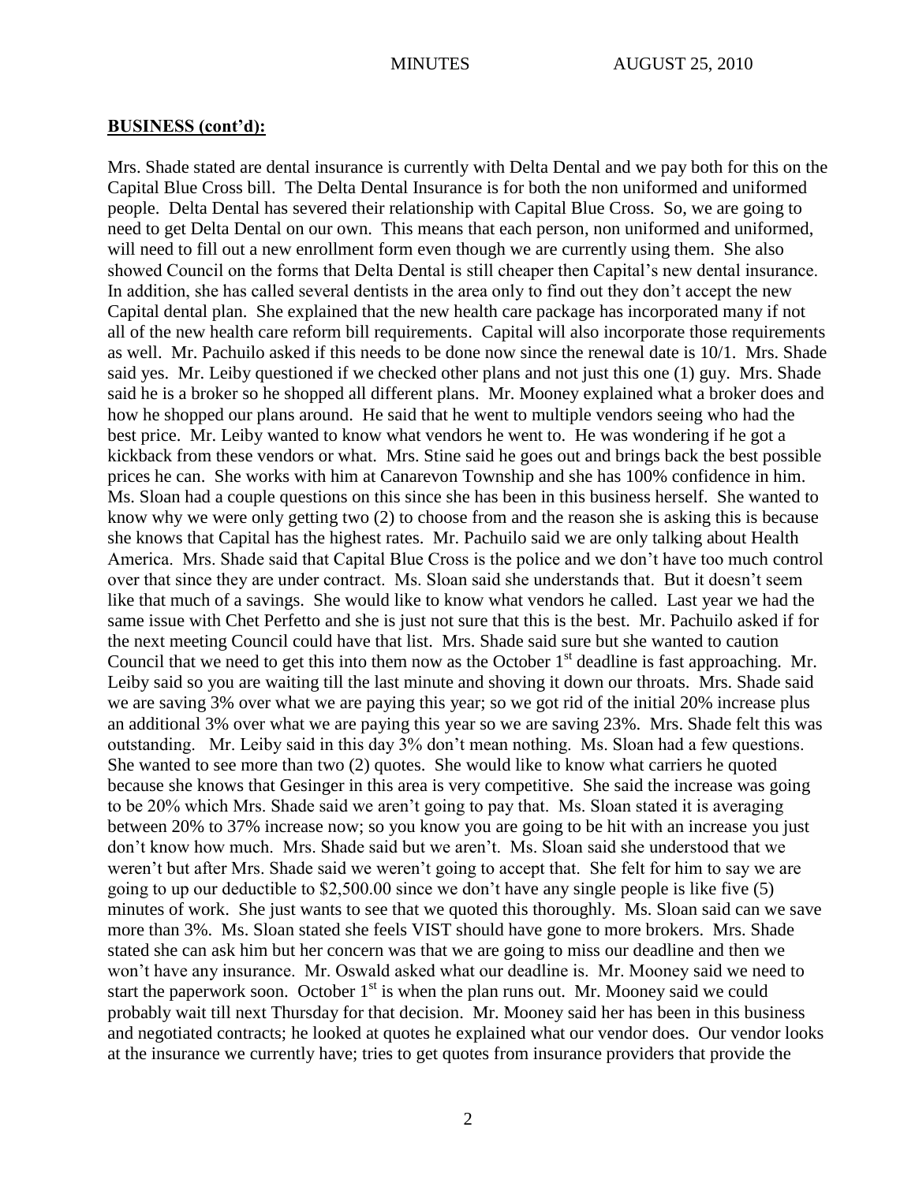**BUSINESS (cont'd):**

Mrs. Shade stated are dental insurance is currently with Delta Dental and we pay both for this on the Capital Blue Cross bill. The Delta Dental Insurance is for both the non uniformed and uniformed people. Delta Dental has severed their relationship with Capital Blue Cross. So, we are going to need to get Delta Dental on our own. This means that each person, non uniformed and uniformed, will need to fill out a new enrollment form even though we are currently using them. She also showed Council on the forms that Delta Dental is still cheaper then Capital's new dental insurance. In addition, she has called several dentists in the area only to find out they don't accept the new Capital dental plan. She explained that the new health care package has incorporated many if not all of the new health care reform bill requirements. Capital will also incorporate those requirements as well. Mr. Pachuilo asked if this needs to be done now since the renewal date is 10/1. Mrs. Shade said yes. Mr. Leiby questioned if we checked other plans and not just this one (1) guy. Mrs. Shade said he is a broker so he shopped all different plans. Mr. Mooney explained what a broker does and how he shopped our plans around. He said that he went to multiple vendors seeing who had the best price. Mr. Leiby wanted to know what vendors he went to. He was wondering if he got a kickback from these vendors or what. Mrs. Stine said he goes out and brings back the best possible prices he can. She works with him at Canarevon Township and she has 100% confidence in him. Ms. Sloan had a couple questions on this since she has been in this business herself. She wanted to know why we were only getting two (2) to choose from and the reason she is asking this is because she knows that Capital has the highest rates. Mr. Pachuilo said we are only talking about Health America. Mrs. Shade said that Capital Blue Cross is the police and we don't have too much control over that since they are under contract. Ms. Sloan said she understands that. But it doesn't seem like that much of a savings. She would like to know what vendors he called. Last year we had the same issue with Chet Perfetto and she is just not sure that this is the best. Mr. Pachuilo asked if for the next meeting Council could have that list. Mrs. Shade said sure but she wanted to caution Council that we need to get this into them now as the October 1st deadline is fast approaching. Mr. Leiby said so you are waiting till the last minute and shoving it down our throats. Mrs. Shade said we are saving 3% over what we are paying this year; so we got rid of the initial 20% increase plus an additional 3% over what we are paying this year so we are saving 23%. Mrs. Shade felt this was outstanding. Mr. Leiby said in this day 3% don't mean nothing. Ms. Sloan had a few questions. She wanted to see more than two (2) quotes. She would like to know what carriers he quoted because she knows that Gesinger in this area is very competitive. She said the increase was going to be 20% which Mrs. Shade said we aren't going to pay that. Ms. Sloan stated it is averaging between 20% to 37% increase now; so you know you are going to be hit with an increase you just don't know how much. Mrs. Shade said but we aren't. Ms. Sloan said she understood that we weren't but after Mrs. Shade said we weren't going to accept that. She felt for him to say we are going to up our deductible to \$2,500.00 since we don't have any single people is like five (5) minutes of work. She just wants to see that we quoted this thoroughly. Ms. Sloan said can we save more than 3%. Ms. Sloan stated she feels VIST should have gone to more brokers. Mrs. Shade stated she can ask him but her concern was that we are going to miss our deadline and then we won't have any insurance. Mr. Oswald asked what our deadline is. Mr. Mooney said we need to start the paperwork soon. October 1st is when the plan runs out. Mr. Mooney said we could probably wait till next Thursday for that decision. Mr. Mooney said her has been in this business and negotiated contracts; he looked at quotes he explained what our vendor does. Our vendor looks at the insurance we currently have; tries to get quotes from insurance providers that provide the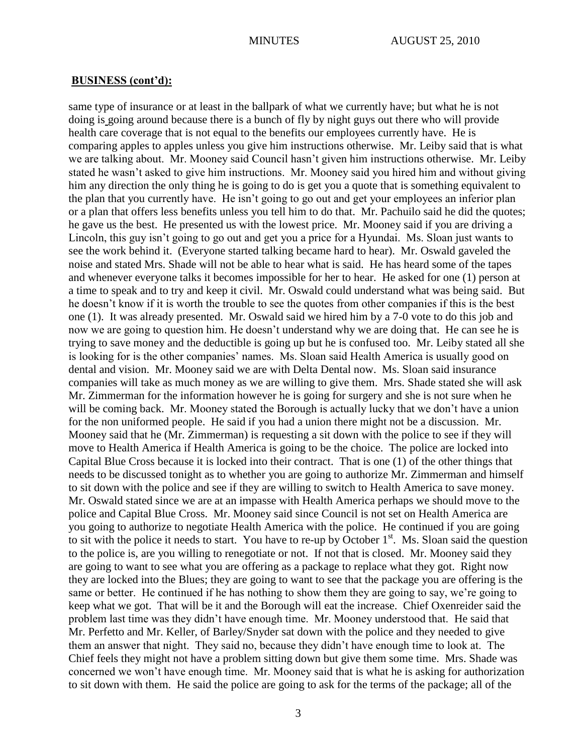## **BUSINESS (cont'd):**

same type of insurance or at least in the ballpark of what we currently have; but what he is not doing is going around because there is a bunch of fly by night guys out there who will provide health care coverage that is not equal to the benefits our employees currently have. He is comparing apples to apples unless you give him instructions otherwise. Mr. Leiby said that is what we are talking about. Mr. Mooney said Council hasn't given him instructions otherwise. Mr. Leiby stated he wasn't asked to give him instructions. Mr. Mooney said you hired him and without giving him any direction the only thing he is going to do is get you a quote that is something equivalent to the plan that you currently have. He isn't going to go out and get your employees an inferior plan or a plan that offers less benefits unless you tell him to do that. Mr. Pachuilo said he did the quotes; he gave us the best. He presented us with the lowest price. Mr. Mooney said if you are driving a Lincoln, this guy isn't going to go out and get you a price for a Hyundai. Ms. Sloan just wants to see the work behind it. (Everyone started talking became hard to hear). Mr. Oswald gaveled the noise and stated Mrs. Shade will not be able to hear what is said. He has heard some of the tapes and whenever everyone talks it becomes impossible for her to hear. He asked for one (1) person at a time to speak and to try and keep it civil. Mr. Oswald could understand what was being said. But he doesn't know if it is worth the trouble to see the quotes from other companies if this is the best one (1). It was already presented. Mr. Oswald said we hired him by a 7-0 vote to do this job and now we are going to question him. He doesn't understand why we are doing that. He can see he is trying to save money and the deductible is going up but he is confused too. Mr. Leiby stated all she is looking for is the other companies' names. Ms. Sloan said Health America is usually good on dental and vision. Mr. Mooney said we are with Delta Dental now. Ms. Sloan said insurance companies will take as much money as we are willing to give them. Mrs. Shade stated she will ask Mr. Zimmerman for the information however he is going for surgery and she is not sure when he will be coming back. Mr. Mooney stated the Borough is actually lucky that we don't have a union for the non uniformed people. He said if you had a union there might not be a discussion. Mr. Mooney said that he (Mr. Zimmerman) is requesting a sit down with the police to see if they will move to Health America if Health America is going to be the choice. The police are locked into Capital Blue Cross because it is locked into their contract. That is one (1) of the other things that needs to be discussed tonight as to whether you are going to authorize Mr. Zimmerman and himself to sit down with the police and see if they are willing to switch to Health America to save money. Mr. Oswald stated since we are at an impasse with Health America perhaps we should move to the police and Capital Blue Cross. Mr. Mooney said since Council is not set on Health America are you going to authorize to negotiate Health America with the police. He continued if you are going to sit with the police it needs to start. You have to re-up by October 1st. Ms. Sloan said the question to the police is, are you willing to renegotiate or not. If not that is closed. Mr. Mooney said they are going to want to see what you are offering as a package to replace what they got. Right now they are locked into the Blues; they are going to want to see that the package you are offering is the same or better. He continued if he has nothing to show them they are going to say, we're going to keep what we got. That will be it and the Borough will eat the increase. Chief Oxenreider said the problem last time was they didn't have enough time. Mr. Mooney understood that. He said that Mr. Perfetto and Mr. Keller, of Barley/Snyder sat down with the police and they needed to give them an answer that night. They said no, because they didn't have enough time to look at. The Chief feels they might not have a problem sitting down but give them some time. Mrs. Shade was concerned we won't have enough time. Mr. Mooney said that is what he is asking for authorization to sit down with them. He said the police are going to ask for the terms of the package; all of the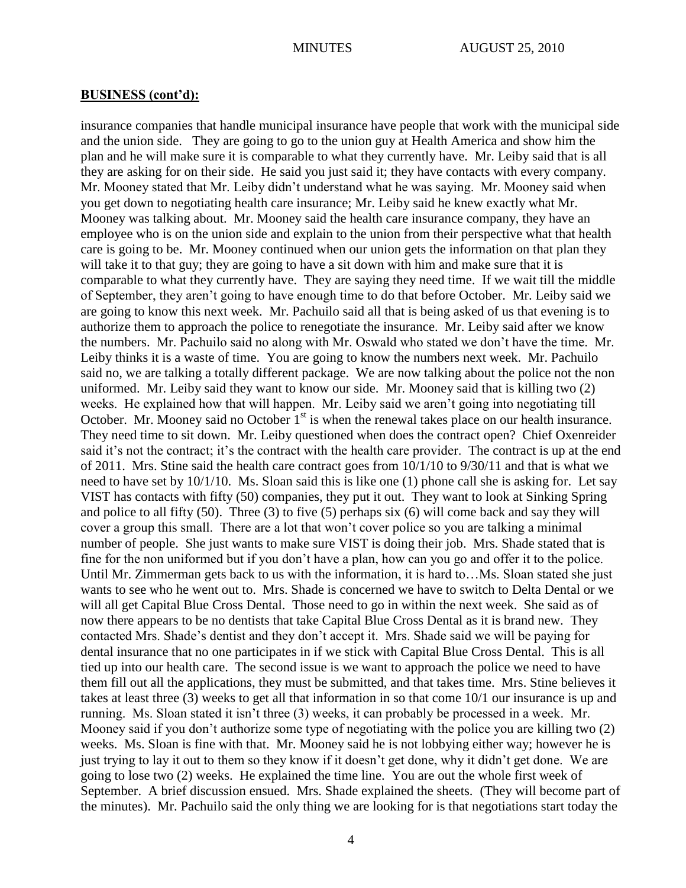## BUSINESS (cont'd):

insurance companies that handle municipal insurance have people that work with the municipal side and the union side. They are going to go to the union guy at Health America and show him the plan and he will make sure it is comparable to what they currently have. Mr. Leiby said that is all they are asking for on their side. He said you just said it; they have contacts with every company. Mr. Mooney stated that Mr. Leiby didn't understand what he was saying. Mr. Mooney said when you get down to negotiating health care insurance; Mr. Leiby said he knew exactly what Mr. Mooney was talking about. Mr. Mooney said the health care insurance company, they have an employee who is on the union side and explain to the union from their perspective what that health care is going to be. Mr. Mooney continued when our union gets the information on that plan they will take it to that guy; they are going to have a sit down with him and make sure that it is comparable to what they currently have. They are saying they need time. If we wait till the middle of September, they aren't going to have enough time to do that before October. Mr. Leiby said we are going to know this next week. Mr. Pachuilo said all that is being asked of us that evening is to authorize them to approach the police to renegotiate the insurance. Mr. Leiby said after we know the numbers. Mr. Pachuilo said no along with Mr. Oswald who stated we don't have the time. Mr. Leiby thinks it is a waste of time. You are going to know the numbers next week. Mr. Pachuilo said no, we are talking a totally different package. We are now talking about the police not the non uniformed. Mr. Leiby said they want to know our side. Mr. Mooney said that is killing two (2) weeks. He explained how that will happen. Mr. Leiby said we aren't going into negotiating till October. Mr. Mooney said no October 1st is when the renewal takes place on our health insurance. They need time to sit down. Mr. Leiby questioned when does the contract open? Chief Oxenreider said it's not the contract; it's the contract with the health care provider. The contract is up at the end of 2011. Mrs. Stine said the health care contract goes from 10/1/10 to 9/30/11 and that is what we need to have set by 10/1/10. Ms. Sloan said this is like one (1) phone call she is asking for. Let say VIST has contacts with fifty (50) companies, they put it out. They want to look at Sinking Spring and police to all fifty (50). Three (3) to five (5) perhaps six (6) will come back and say they will cover a group this small. There are a lot that won't cover police so you are talking a minimal number of people. She just wants to make sure VIST is doing their job. Mrs. Shade stated that is fine for the non uniformed but if you don't have a plan, how can you go and offer it to the police. Until Mr. Zimmerman gets back to us with the information, it is hard to…Ms. Sloan stated she just wants to see who he went out to. Mrs. Shade is concerned we have to switch to Delta Dental or we will all get Capital Blue Cross Dental. Those need to go in within the next week. She said as of now there appears to be no dentists that take Capital Blue Cross Dental as it is brand new. They contacted Mrs. Shade's dentist and they don't accept it. Mrs. Shade said we will be paying for dental insurance that no one participates in if we stick with Capital Blue Cross Dental. This is all tied up into our health care. The second issue is we want to approach the police we need to have them fill out all the applications, they must be submitted, and that takes time. Mrs. Stine believes it takes at least three (3) weeks to get all that information in so that come 10/1 our insurance is up and running. Ms. Sloan stated it isn't three (3) weeks, it can probably be processed in a week. Mr. Mooney said if you don't authorize some type of negotiating with the police you are killing two (2) weeks. Ms. Sloan is fine with that. Mr. Mooney said he is not lobbying either way; however he is just trying to lay it out to them so they know if it doesn't get done, why it didn't get done. We are going to lose two (2) weeks. He explained the time line. You are out the whole first week of September. A brief discussion ensued. Mrs. Shade explained the sheets. (They will become part of the minutes). Mr. Pachuilo said the only thing we are looking for is that negotiations start today the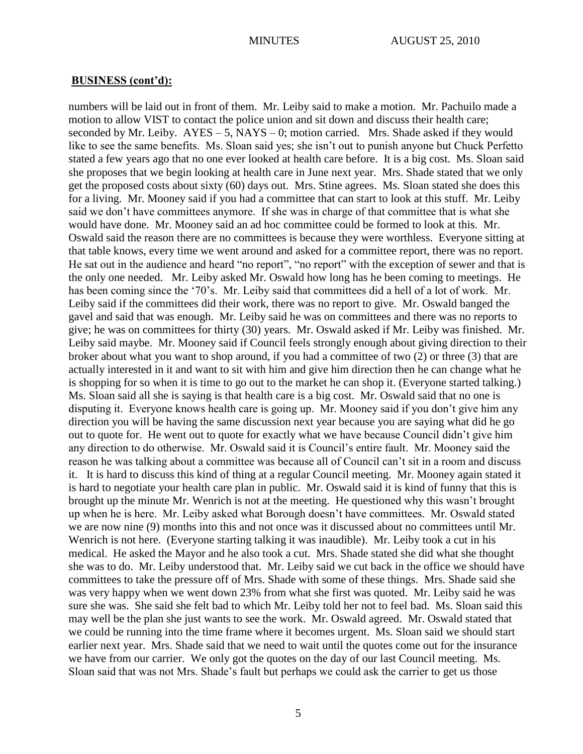## **BUSINESS (cont'd):**

numbers will be laid out in front of them. Mr. Leiby said to make a motion. Mr. Pachuilo made a motion to allow VIST to contact the police union and sit down and discuss their health care; seconded by Mr. Leiby. AYES – 5, NAYS – 0; motion carried. Mrs. Shade asked if they would like to see the same benefits. Ms. Sloan said yes; she isn't out to punish anyone but Chuck Perfetto stated a few years ago that no one ever looked at health care before. It is a big cost. Ms. Sloan said she proposes that we begin looking at health care in June next year. Mrs. Shade stated that we only get the proposed costs about sixty (60) days out. Mrs. Stine agrees. Ms. Sloan stated she does this for a living. Mr. Mooney said if you had a committee that can start to look at this stuff. Mr. Leiby said we don't have committees anymore. If she was in charge of that committee that is what she would have done. Mr. Mooney said an ad hoc committee could be formed to look at this. Mr. Oswald said the reason there are no committees is because they were worthless. Everyone sitting at that table knows, every time we went around and asked for a committee report, there was no report. He sat out in the audience and heard "no report", "no report" with the exception of sewer and that is the only one needed. Mr. Leiby asked Mr. Oswald how long has he been coming to meetings. He has been coming since the '70's. Mr. Leiby said that committees did a hell of a lot of work. Mr. Leiby said if the committees did their work, there was no report to give. Mr. Oswald banged the gavel and said that was enough. Mr. Leiby said he was on committees and there was no reports to give; he was on committees for thirty (30) years. Mr. Oswald asked if Mr. Leiby was finished. Mr. Leiby said maybe. Mr. Mooney said if Council feels strongly enough about giving direction to their broker about what you want to shop around, if you had a committee of two (2) or three (3) that are actually interested in it and want to sit with him and give him direction then he can change what he is shopping for so when it is time to go out to the market he can shop it. (Everyone started talking.) Ms. Sloan said all she is saying is that health care is a big cost. Mr. Oswald said that no one is disputing it. Everyone knows health care is going up. Mr. Mooney said if you don't give him any direction you will be having the same discussion next year because you are saying what did he go out to quote for. He went out to quote for exactly what we have because Council didn't give him any direction to do otherwise. Mr. Oswald said it is Council's entire fault. Mr. Mooney said the reason he was talking about a committee was because all of Council can't sit in a room and discuss it. It is hard to discuss this kind of thing at a regular Council meeting. Mr. Mooney again stated it is hard to negotiate your health care plan in public. Mr. Oswald said it is kind of funny that this is brought up the minute Mr. Wenrich is not at the meeting. He questioned why this wasn't brought up when he is here. Mr. Leiby asked what Borough doesn't have committees. Mr. Oswald stated we are now nine (9) months into this and not once was it discussed about no committees until Mr. Wenrich is not here. (Everyone starting talking it was inaudible). Mr. Leiby took a cut in his medical. He asked the Mayor and he also took a cut. Mrs. Shade stated she did what she thought she was to do. Mr. Leiby understood that. Mr. Leiby said we cut back in the office we should have committees to take the pressure off of Mrs. Shade with some of these things. Mrs. Shade said she was very happy when we went down 23% from what she first was quoted. Mr. Leiby said he was sure she was. She said she felt bad to which Mr. Leiby told her not to feel bad. Ms. Sloan said this may well be the plan she just wants to see the work. Mr. Oswald agreed. Mr. Oswald stated that we could be running into the time frame where it becomes urgent. Ms. Sloan said we should start earlier next year. Mrs. Shade said that we need to wait until the quotes come out for the insurance we have from our carrier. We only got the quotes on the day of our last Council meeting. Ms. Sloan said that was not Mrs. Shade's fault but perhaps we could ask the carrier to get us those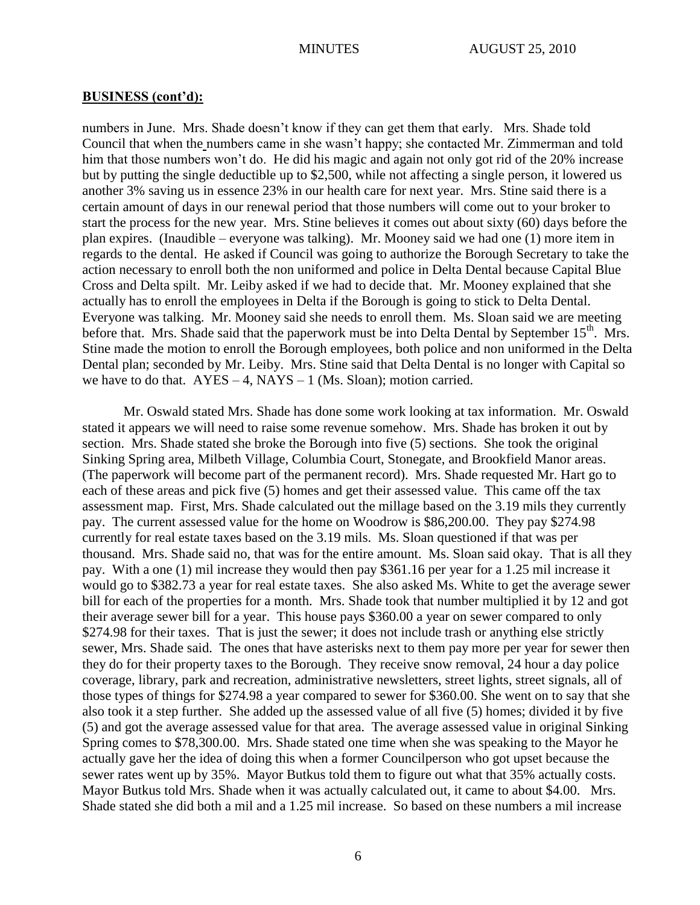**BUSINESS (cont'd):**

numbers in June. Mrs. Shade doesn't know if they can get them that early. Mrs. Shade told Council that when the numbers came in she wasn't happy; she contacted Mr. Zimmerman and told him that those numbers won't do. He did his magic and again not only got rid of the 20% increase but by putting the single deductible up to $2,500, while not affecting a single person, it lowered us another 3% saving us in essence 23% in our health care for next year. Mrs. Stine said there is a certain amount of days in our renewal period that those numbers will come out to your broker to start the process for the new year. Mrs. Stine believes it comes out about sixty (60) days before the plan expires. (Inaudible – everyone was talking). Mr. Mooney said we had one (1) more item in regards to the dental. He asked if Council was going to authorize the Borough Secretary to take the action necessary to enroll both the non uniformed and police in Delta Dental because Capital Blue Cross and Delta spilt. Mr. Leiby asked if we had to decide that. Mr. Mooney explained that she actually has to enroll the employees in Delta if the Borough is going to stick to Delta Dental. Everyone was talking. Mr. Mooney said she needs to enroll them. Ms. Sloan said we are meeting before that. Mrs. Shade said that the paperwork must be into Delta Dental by September 15th. Mrs. Stine made the motion to enroll the Borough employees, both police and non uniformed in the Delta Dental plan; seconded by Mr. Leiby. Mrs. Stine said that Delta Dental is no longer with Capital so we have to do that. AYES – 4, NAYS – 1 (Ms. Sloan); motion carried.

Mr. Oswald stated Mrs. Shade has done some work looking at tax information. Mr. Oswald stated it appears we will need to raise some revenue somehow. Mrs. Shade has broken it out by section. Mrs. Shade stated she broke the Borough into five (5) sections. She took the original Sinking Spring area, Milbeth Village, Columbia Court, Stonegate, and Brookfield Manor areas. (The paperwork will become part of the permanent record). Mrs. Shade requested Mr. Hart go to each of these areas and pick five (5) homes and get their assessed value. This came off the tax assessment map. First, Mrs. Shade calculated out the millage based on the 3.19 mils they currently pay. The current assessed value for the home on Woodrow is $86,200.00. They pay $274.98 currently for real estate taxes based on the 3.19 mils. Ms. Sloan questioned if that was per thousand. Mrs. Shade said no, that was for the entire amount. Ms. Sloan said okay. That is all they pay. With a one (1) mil increase they would then pay $361.16 per year for a 1.25 mil increase it would go to $382.73 a year for real estate taxes. She also asked Ms. White to get the average sewer bill for each of the properties for a month. Mrs. Shade took that number multiplied it by 12 and got their average sewer bill for a year. This house pays $360.00 a year on sewer compared to only $274.98 for their taxes. That is just the sewer; it does not include trash or anything else strictly sewer, Mrs. Shade said. The ones that have asterisks next to them pay more per year for sewer then they do for their property taxes to the Borough. They receive snow removal, 24 hour a day police coverage, library, park and recreation, administrative newsletters, street lights, street signals, all of those types of things for $274.98 a year compared to sewer for $360.00. She went on to say that she also took it a step further. She added up the assessed value of all five (5) homes; divided it by five (5) and got the average assessed value for that area. The average assessed value in original Sinking Spring comes to $78,300.00. Mrs. Shade stated one time when she was speaking to the Mayor he actually gave her the idea of doing this when a former Councilperson who got upset because the sewer rates went up by 35%. Mayor Butkus told them to figure out what that 35% actually costs. Mayor Butkus told Mrs. Shade when it was actually calculated out, it came to about $4.00. Mrs. Shade stated she did both a mil and a 1.25 mil increase. So based on these numbers a mil increase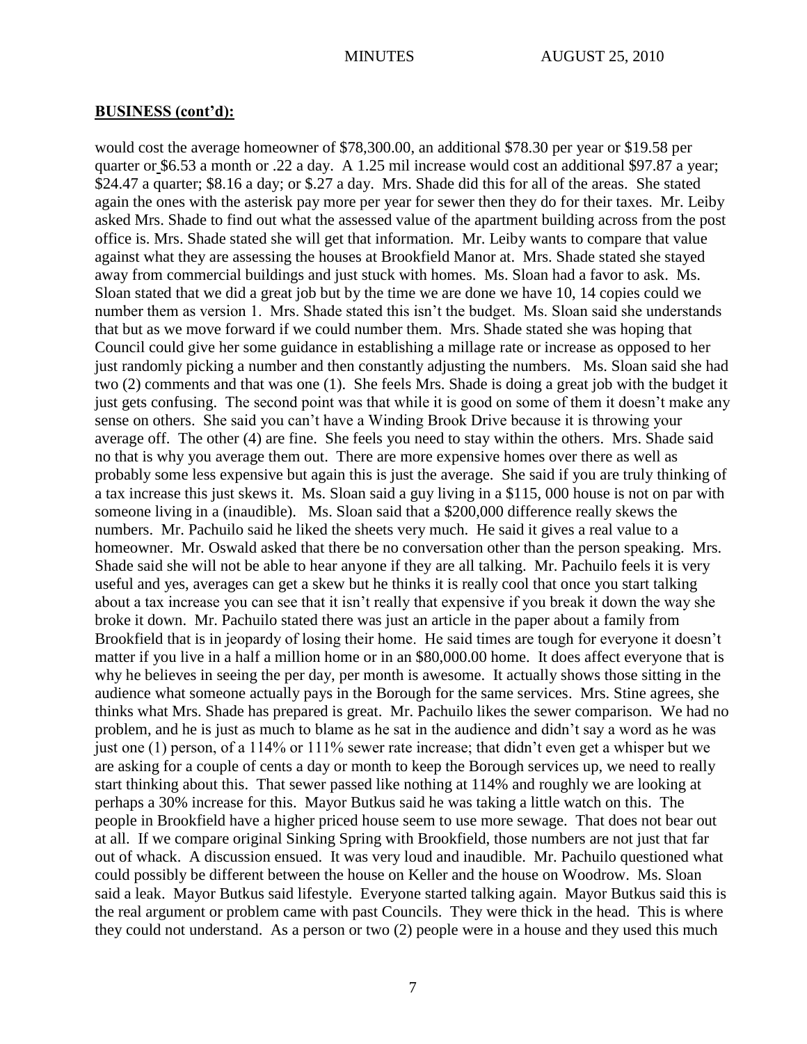## **BUSINESS (cont'd):**

would cost the average homeowner of $78,300.00, an additional $78.30 per year or $19.58 per quarter or $6.53 a month or .22 a day. A 1.25 mil increase would cost an additional $97.87 a year; $24.47 a quarter; $8.16 a day; or $.27 a day. Mrs. Shade did this for all of the areas. She stated again the ones with the asterisk pay more per year for sewer then they do for their taxes. Mr. Leiby asked Mrs. Shade to find out what the assessed value of the apartment building across from the post office is. Mrs. Shade stated she will get that information. Mr. Leiby wants to compare that value against what they are assessing the houses at Brookfield Manor at. Mrs. Shade stated she stayed away from commercial buildings and just stuck with homes. Ms. Sloan had a favor to ask. Ms. Sloan stated that we did a great job but by the time we are done we have 10, 14 copies could we number them as version 1. Mrs. Shade stated this isn't the budget. Ms. Sloan said she understands that but as we move forward if we could number them. Mrs. Shade stated she was hoping that Council could give her some guidance in establishing a millage rate or increase as opposed to her just randomly picking a number and then constantly adjusting the numbers. Ms. Sloan said she had two (2) comments and that was one (1). She feels Mrs. Shade is doing a great job with the budget it just gets confusing. The second point was that while it is good on some of them it doesn't make any sense on others. She said you can't have a Winding Brook Drive because it is throwing your average off. The other (4) are fine. She feels you need to stay within the others. Mrs. Shade said no that is why you average them out. There are more expensive homes over there as well as probably some less expensive but again this is just the average. She said if you are truly thinking of a tax increase this just skews it. Ms. Sloan said a guy living in a $115, 000 house is not on par with someone living in a (inaudible). Ms. Sloan said that a $200,000 difference really skews the numbers. Mr. Pachuilo said he liked the sheets very much. He said it gives a real value to a homeowner. Mr. Oswald asked that there be no conversation other than the person speaking. Mrs. Shade said she will not be able to hear anyone if they are all talking. Mr. Pachuilo feels it is very useful and yes, averages can get a skew but he thinks it is really cool that once you start talking about a tax increase you can see that it isn't really that expensive if you break it down the way she broke it down. Mr. Pachuilo stated there was just an article in the paper about a family from Brookfield that is in jeopardy of losing their home. He said times are tough for everyone it doesn't matter if you live in a half a million home or in an $80,000.00 home. It does affect everyone that is why he believes in seeing the per day, per month is awesome. It actually shows those sitting in the audience what someone actually pays in the Borough for the same services. Mrs. Stine agrees, she thinks what Mrs. Shade has prepared is great. Mr. Pachuilo likes the sewer comparison. We had no problem, and he is just as much to blame as he sat in the audience and didn't say a word as he was just one (1) person, of a 114% or 111% sewer rate increase; that didn't even get a whisper but we are asking for a couple of cents a day or month to keep the Borough services up, we need to really start thinking about this. That sewer passed like nothing at 114% and roughly we are looking at perhaps a 30% increase for this. Mayor Butkus said he was taking a little watch on this. The people in Brookfield have a higher priced house seem to use more sewage. That does not bear out at all. If we compare original Sinking Spring with Brookfield, those numbers are not just that far out of whack. A discussion ensued. It was very loud and inaudible. Mr. Pachuilo questioned what could possibly be different between the house on Keller and the house on Woodrow. Ms. Sloan said a leak. Mayor Butkus said lifestyle. Everyone started talking again. Mayor Butkus said this is the real argument or problem came with past Councils. They were thick in the head. This is where they could not understand. As a person or two (2) people were in a house and they used this much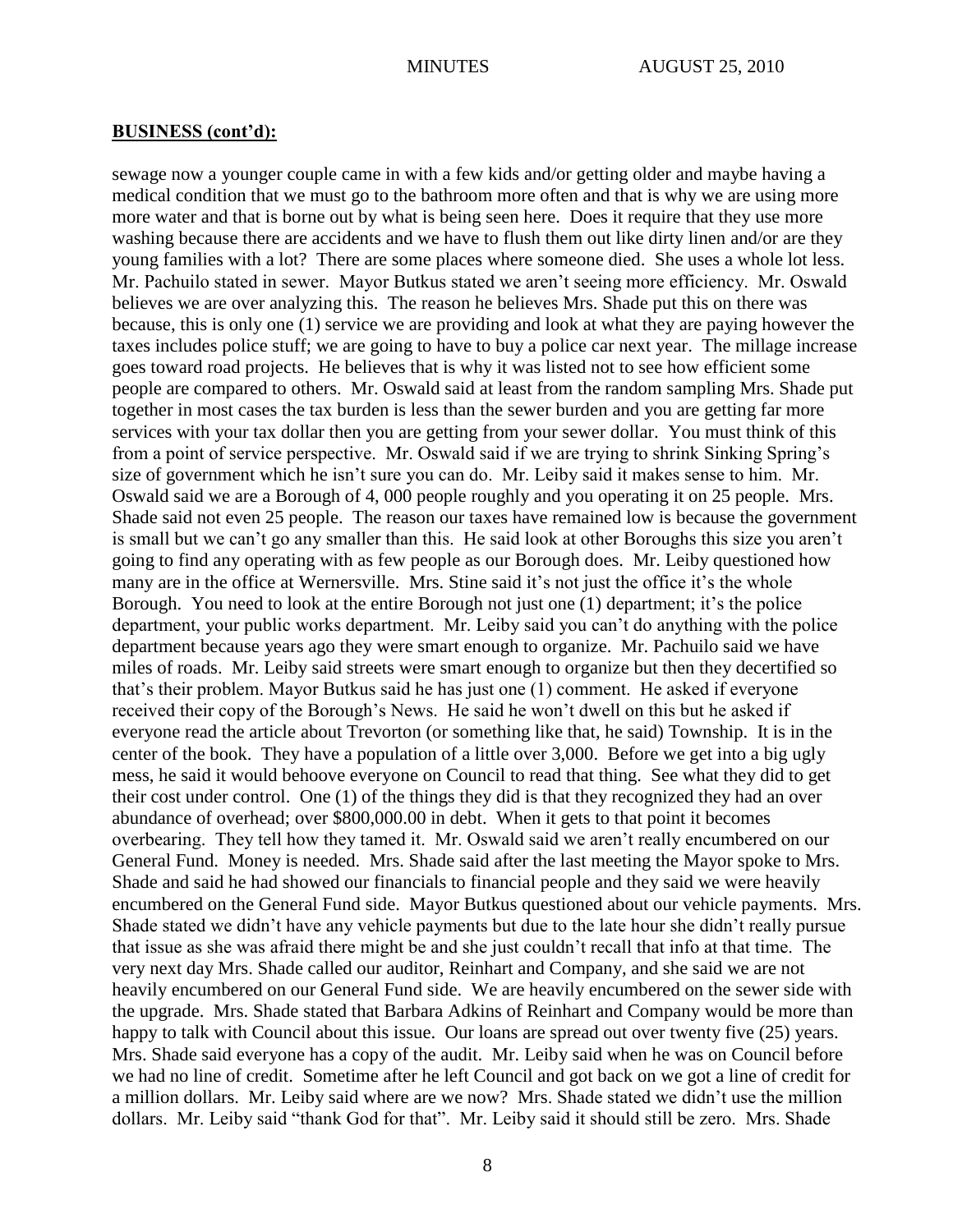**BUSINESS (cont'd):**

sewage now a younger couple came in with a few kids and/or getting older and maybe having a medical condition that we must go to the bathroom more often and that is why we are using more more water and that is borne out by what is being seen here. Does it require that they use more washing because there are accidents and we have to flush them out like dirty linen and/or are they young families with a lot? There are some places where someone died. She uses a whole lot less. Mr. Pachuilo stated in sewer. Mayor Butkus stated we aren't seeing more efficiency. Mr. Oswald believes we are over analyzing this. The reason he believes Mrs. Shade put this on there was because, this is only one (1) service we are providing and look at what they are paying however the taxes includes police stuff; we are going to have to buy a police car next year. The millage increase goes toward road projects. He believes that is why it was listed not to see how efficient some people are compared to others. Mr. Oswald said at least from the random sampling Mrs. Shade put together in most cases the tax burden is less than the sewer burden and you are getting far more services with your tax dollar then you are getting from your sewer dollar. You must think of this from a point of service perspective. Mr. Oswald said if we are trying to shrink Sinking Spring's size of government which he isn't sure you can do. Mr. Leiby said it makes sense to him. Mr. Oswald said we are a Borough of 4, 000 people roughly and you operating it on 25 people. Mrs. Shade said not even 25 people. The reason our taxes have remained low is because the government is small but we can't go any smaller than this. He said look at other Boroughs this size you aren't going to find any operating with as few people as our Borough does. Mr. Leiby questioned how many are in the office at Wernersville. Mrs. Stine said it's not just the office it's the whole Borough. You need to look at the entire Borough not just one (1) department; it's the police department, your public works department. Mr. Leiby said you can't do anything with the police department because years ago they were smart enough to organize. Mr. Pachuilo said we have miles of roads. Mr. Leiby said streets were smart enough to organize but then they decertified so that's their problem. Mayor Butkus said he has just one (1) comment. He asked if everyone received their copy of the Borough's News. He said he won't dwell on this but he asked if everyone read the article about Trevorton (or something like that, he said) Township. It is in the center of the book. They have a population of a little over 3,000. Before we get into a big ugly mess, he said it would behoove everyone on Council to read that thing. See what they did to get their cost under control. One (1) of the things they did is that they recognized they had an over abundance of overhead; over $800,000.00 in debt. When it gets to that point it becomes overbearing. They tell how they tamed it. Mr. Oswald said we aren't really encumbered on our General Fund. Money is needed. Mrs. Shade said after the last meeting the Mayor spoke to Mrs. Shade and said he had showed our financials to financial people and they said we were heavily encumbered on the General Fund side. Mayor Butkus questioned about our vehicle payments. Mrs. Shade stated we didn't have any vehicle payments but due to the late hour she didn't really pursue that issue as she was afraid there might be and she just couldn't recall that info at that time. The very next day Mrs. Shade called our auditor, Reinhart and Company, and she said we are not heavily encumbered on our General Fund side. We are heavily encumbered on the sewer side with the upgrade. Mrs. Shade stated that Barbara Adkins of Reinhart and Company would be more than happy to talk with Council about this issue. Our loans are spread out over twenty five (25) years. Mrs. Shade said everyone has a copy of the audit. Mr. Leiby said when he was on Council before we had no line of credit. Sometime after he left Council and got back on we got a line of credit for a million dollars. Mr. Leiby said where are we now? Mrs. Shade stated we didn't use the million dollars. Mr. Leiby said "thank God for that". Mr. Leiby said it should still be zero. Mrs. Shade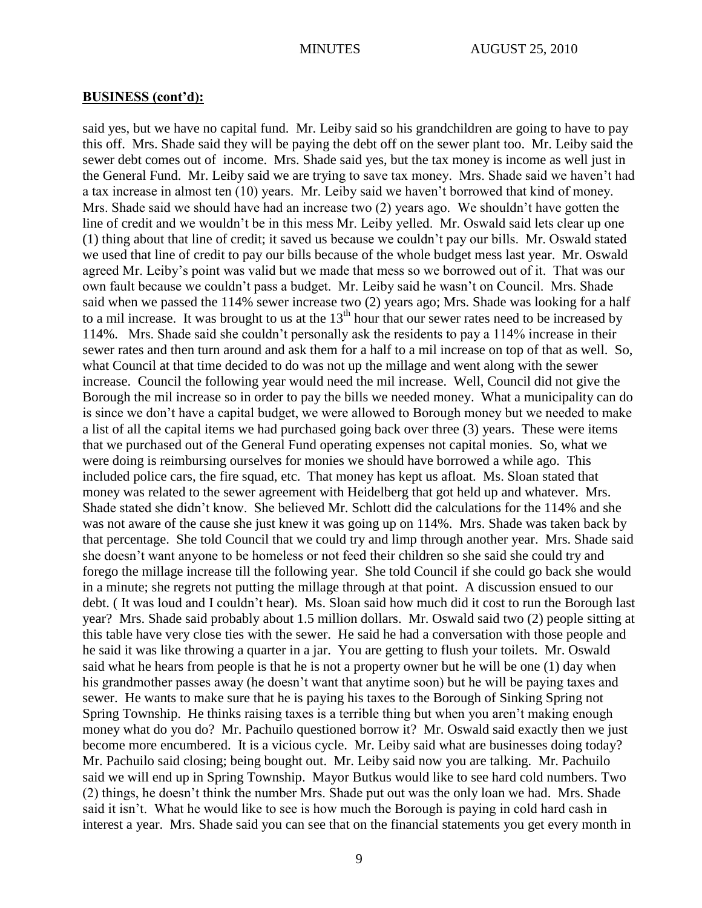**BUSINESS (cont'd):**

said yes, but we have no capital fund. Mr. Leiby said so his grandchildren are going to have to pay this off. Mrs. Shade said they will be paying the debt off on the sewer plant too. Mr. Leiby said the sewer debt comes out of income. Mrs. Shade said yes, but the tax money is income as well just in the General Fund. Mr. Leiby said we are trying to save tax money. Mrs. Shade said we haven't had a tax increase in almost ten (10) years. Mr. Leiby said we haven't borrowed that kind of money. Mrs. Shade said we should have had an increase two (2) years ago. We shouldn't have gotten the line of credit and we wouldn't be in this mess Mr. Leiby yelled. Mr. Oswald said lets clear up one (1) thing about that line of credit; it saved us because we couldn't pay our bills. Mr. Oswald stated we used that line of credit to pay our bills because of the whole budget mess last year. Mr. Oswald agreed Mr. Leiby's point was valid but we made that mess so we borrowed out of it. That was our own fault because we couldn't pass a budget. Mr. Leiby said he wasn't on Council. Mrs. Shade said when we passed the 114% sewer increase two (2) years ago; Mrs. Shade was looking for a half to a mil increase. It was brought to us at the 13th hour that our sewer rates need to be increased by 114%. Mrs. Shade said she couldn't personally ask the residents to pay a 114% increase in their sewer rates and then turn around and ask them for a half to a mil increase on top of that as well. So, what Council at that time decided to do was not up the millage and went along with the sewer increase. Council the following year would need the mil increase. Well, Council did not give the Borough the mil increase so in order to pay the bills we needed money. What a municipality can do is since we don't have a capital budget, we were allowed to Borough money but we needed to make a list of all the capital items we had purchased going back over three (3) years. These were items that we purchased out of the General Fund operating expenses not capital monies. So, what we were doing is reimbursing ourselves for monies we should have borrowed a while ago. This included police cars, the fire squad, etc. That money has kept us afloat. Ms. Sloan stated that money was related to the sewer agreement with Heidelberg that got held up and whatever. Mrs. Shade stated she didn't know. She believed Mr. Schlott did the calculations for the 114% and she was not aware of the cause she just knew it was going up on 114%. Mrs. Shade was taken back by that percentage. She told Council that we could try and limp through another year. Mrs. Shade said she doesn't want anyone to be homeless or not feed their children so she said she could try and forego the millage increase till the following year. She told Council if she could go back she would in a minute; she regrets not putting the millage through at that point. A discussion ensued to our debt. ( It was loud and I couldn't hear). Ms. Sloan said how much did it cost to run the Borough last year? Mrs. Shade said probably about 1.5 million dollars. Mr. Oswald said two (2) people sitting at this table have very close ties with the sewer. He said he had a conversation with those people and he said it was like throwing a quarter in a jar. You are getting to flush your toilets. Mr. Oswald said what he hears from people is that he is not a property owner but he will be one (1) day when his grandmother passes away (he doesn't want that anytime soon) but he will be paying taxes and sewer. He wants to make sure that he is paying his taxes to the Borough of Sinking Spring not Spring Township. He thinks raising taxes is a terrible thing but when you aren't making enough money what do you do? Mr. Pachuilo questioned borrow it? Mr. Oswald said exactly then we just become more encumbered. It is a vicious cycle. Mr. Leiby said what are businesses doing today? Mr. Pachuilo said closing; being bought out. Mr. Leiby said now you are talking. Mr. Pachuilo said we will end up in Spring Township. Mayor Butkus would like to see hard cold numbers. Two (2) things, he doesn't think the number Mrs. Shade put out was the only loan we had. Mrs. Shade said it isn't. What he would like to see is how much the Borough is paying in cold hard cash in interest a year. Mrs. Shade said you can see that on the financial statements you get every month in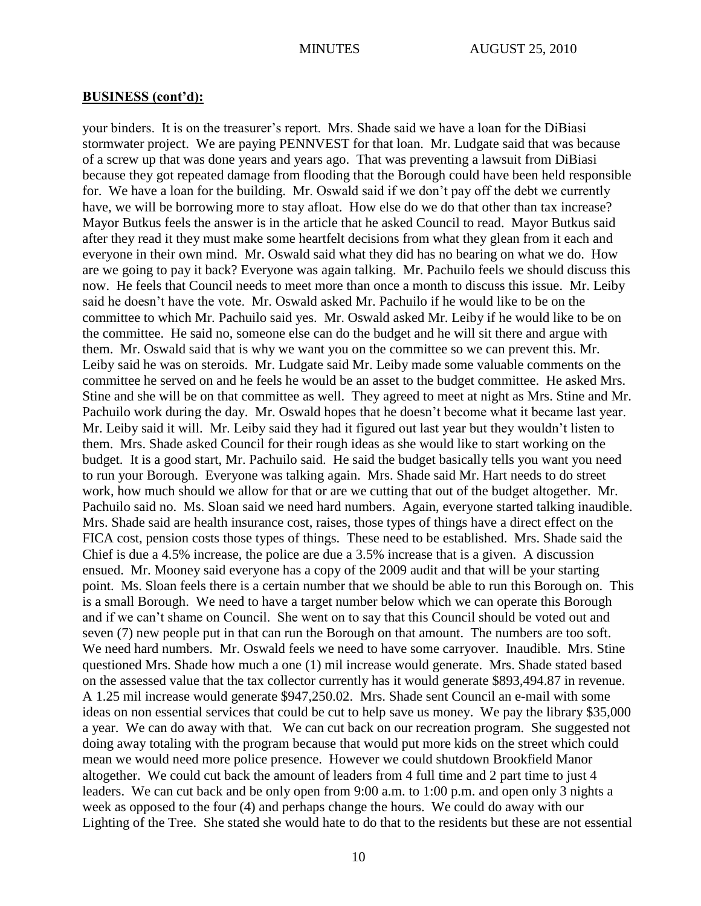**BUSINESS (cont'd):**

your binders. It is on the treasurer's report. Mrs. Shade said we have a loan for the DiBiasi stormwater project. We are paying PENNVEST for that loan. Mr. Ludgate said that was because of a screw up that was done years and years ago. That was preventing a lawsuit from DiBiasi because they got repeated damage from flooding that the Borough could have been held responsible for. We have a loan for the building. Mr. Oswald said if we don't pay off the debt we currently have, we will be borrowing more to stay afloat. How else do we do that other than tax increase? Mayor Butkus feels the answer is in the article that he asked Council to read. Mayor Butkus said after they read it they must make some heartfelt decisions from what they glean from it each and everyone in their own mind. Mr. Oswald said what they did has no bearing on what we do. How are we going to pay it back? Everyone was again talking. Mr. Pachuilo feels we should discuss this now. He feels that Council needs to meet more than once a month to discuss this issue. Mr. Leiby said he doesn't have the vote. Mr. Oswald asked Mr. Pachuilo if he would like to be on the committee to which Mr. Pachuilo said yes. Mr. Oswald asked Mr. Leiby if he would like to be on the committee. He said no, someone else can do the budget and he will sit there and argue with them. Mr. Oswald said that is why we want you on the committee so we can prevent this. Mr. Leiby said he was on steroids. Mr. Ludgate said Mr. Leiby made some valuable comments on the committee he served on and he feels he would be an asset to the budget committee. He asked Mrs. Stine and she will be on that committee as well. They agreed to meet at night as Mrs. Stine and Mr. Pachuilo work during the day. Mr. Oswald hopes that he doesn't become what it became last year. Mr. Leiby said it will. Mr. Leiby said they had it figured out last year but they wouldn't listen to them. Mrs. Shade asked Council for their rough ideas as she would like to start working on the budget. It is a good start, Mr. Pachuilo said. He said the budget basically tells you want you need to run your Borough. Everyone was talking again. Mrs. Shade said Mr. Hart needs to do street work, how much should we allow for that or are we cutting that out of the budget altogether. Mr. Pachuilo said no. Ms. Sloan said we need hard numbers. Again, everyone started talking inaudible. Mrs. Shade said are health insurance cost, raises, those types of things have a direct effect on the FICA cost, pension costs those types of things. These need to be established. Mrs. Shade said the Chief is due a 4.5% increase, the police are due a 3.5% increase that is a given. A discussion ensued. Mr. Mooney said everyone has a copy of the 2009 audit and that will be your starting point. Ms. Sloan feels there is a certain number that we should be able to run this Borough on. This is a small Borough. We need to have a target number below which we can operate this Borough and if we can't shame on Council. She went on to say that this Council should be voted out and seven (7) new people put in that can run the Borough on that amount. The numbers are too soft. We need hard numbers. Mr. Oswald feels we need to have some carryover. Inaudible. Mrs. Stine questioned Mrs. Shade how much a one (1) mil increase would generate. Mrs. Shade stated based on the assessed value that the tax collector currently has it would generate $893,494.87 in revenue. A 1.25 mil increase would generate $947,250.02. Mrs. Shade sent Council an e-mail with some ideas on non essential services that could be cut to help save us money. We pay the library $35,000 a year. We can do away with that. We can cut back on our recreation program. She suggested not doing away totaling with the program because that would put more kids on the street which could mean we would need more police presence. However we could shutdown Brookfield Manor altogether. We could cut back the amount of leaders from 4 full time and 2 part time to just 4 leaders. We can cut back and be only open from 9:00 a.m. to 1:00 p.m. and open only 3 nights a week as opposed to the four (4) and perhaps change the hours. We could do away with our Lighting of the Tree. She stated she would hate to do that to the residents but these are not essential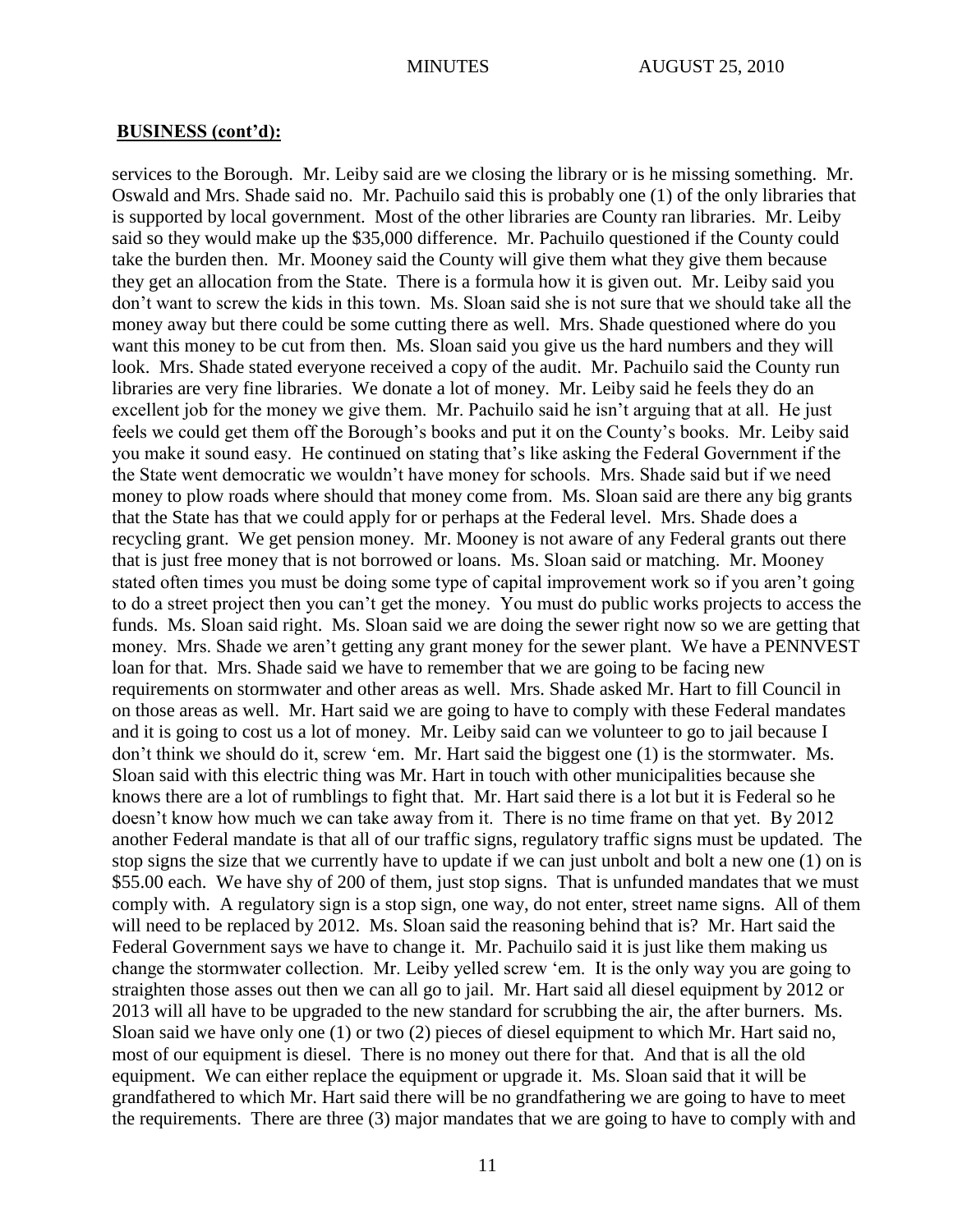**BUSINESS (cont'd):**

services to the Borough. Mr. Leiby said are we closing the library or is he missing something. Mr. Oswald and Mrs. Shade said no. Mr. Pachuilo said this is probably one (1) of the only libraries that is supported by local government. Most of the other libraries are County ran libraries. Mr. Leiby said so they would make up the $35,000 difference. Mr. Pachuilo questioned if the County could take the burden then. Mr. Mooney said the County will give them what they give them because they get an allocation from the State. There is a formula how it is given out. Mr. Leiby said you don't want to screw the kids in this town. Ms. Sloan said she is not sure that we should take all the money away but there could be some cutting there as well. Mrs. Shade questioned where do you want this money to be cut from then. Ms. Sloan said you give us the hard numbers and they will look. Mrs. Shade stated everyone received a copy of the audit. Mr. Pachuilo said the County run libraries are very fine libraries. We donate a lot of money. Mr. Leiby said he feels they do an excellent job for the money we give them. Mr. Pachuilo said he isn't arguing that at all. He just feels we could get them off the Borough's books and put it on the County's books. Mr. Leiby said you make it sound easy. He continued on stating that's like asking the Federal Government if the the State went democratic we wouldn't have money for schools. Mrs. Shade said but if we need money to plow roads where should that money come from. Ms. Sloan said are there any big grants that the State has that we could apply for or perhaps at the Federal level. Mrs. Shade does a recycling grant. We get pension money. Mr. Mooney is not aware of any Federal grants out there that is just free money that is not borrowed or loans. Ms. Sloan said or matching. Mr. Mooney stated often times you must be doing some type of capital improvement work so if you aren't going to do a street project then you can't get the money. You must do public works projects to access the funds. Ms. Sloan said right. Ms. Sloan said we are doing the sewer right now so we are getting that money. Mrs. Shade we aren't getting any grant money for the sewer plant. We have a PENNVEST loan for that. Mrs. Shade said we have to remember that we are going to be facing new requirements on stormwater and other areas as well. Mrs. Shade asked Mr. Hart to fill Council in on those areas as well. Mr. Hart said we are going to have to comply with these Federal mandates and it is going to cost us a lot of money. Mr. Leiby said can we volunteer to go to jail because I don't think we should do it, screw 'em. Mr. Hart said the biggest one (1) is the stormwater. Ms. Sloan said with this electric thing was Mr. Hart in touch with other municipalities because she knows there are a lot of rumblings to fight that. Mr. Hart said there is a lot but it is Federal so he doesn't know how much we can take away from it. There is no time frame on that yet. By 2012 another Federal mandate is that all of our traffic signs, regulatory traffic signs must be updated. The stop signs the size that we currently have to update if we can just unbolt and bolt a new one (1) on is $55.00 each. We have shy of 200 of them, just stop signs. That is unfunded mandates that we must comply with. A regulatory sign is a stop sign, one way, do not enter, street name signs. All of them will need to be replaced by 2012. Ms. Sloan said the reasoning behind that is? Mr. Hart said the Federal Government says we have to change it. Mr. Pachuilo said it is just like them making us change the stormwater collection. Mr. Leiby yelled screw 'em. It is the only way you are going to straighten those asses out then we can all go to jail. Mr. Hart said all diesel equipment by 2012 or 2013 will all have to be upgraded to the new standard for scrubbing the air, the after burners. Ms. Sloan said we have only one (1) or two (2) pieces of diesel equipment to which Mr. Hart said no, most of our equipment is diesel. There is no money out there for that. And that is all the old equipment. We can either replace the equipment or upgrade it. Ms. Sloan said that it will be grandfathered to which Mr. Hart said there will be no grandfathering we are going to have to meet the requirements. There are three (3) major mandates that we are going to have to comply with and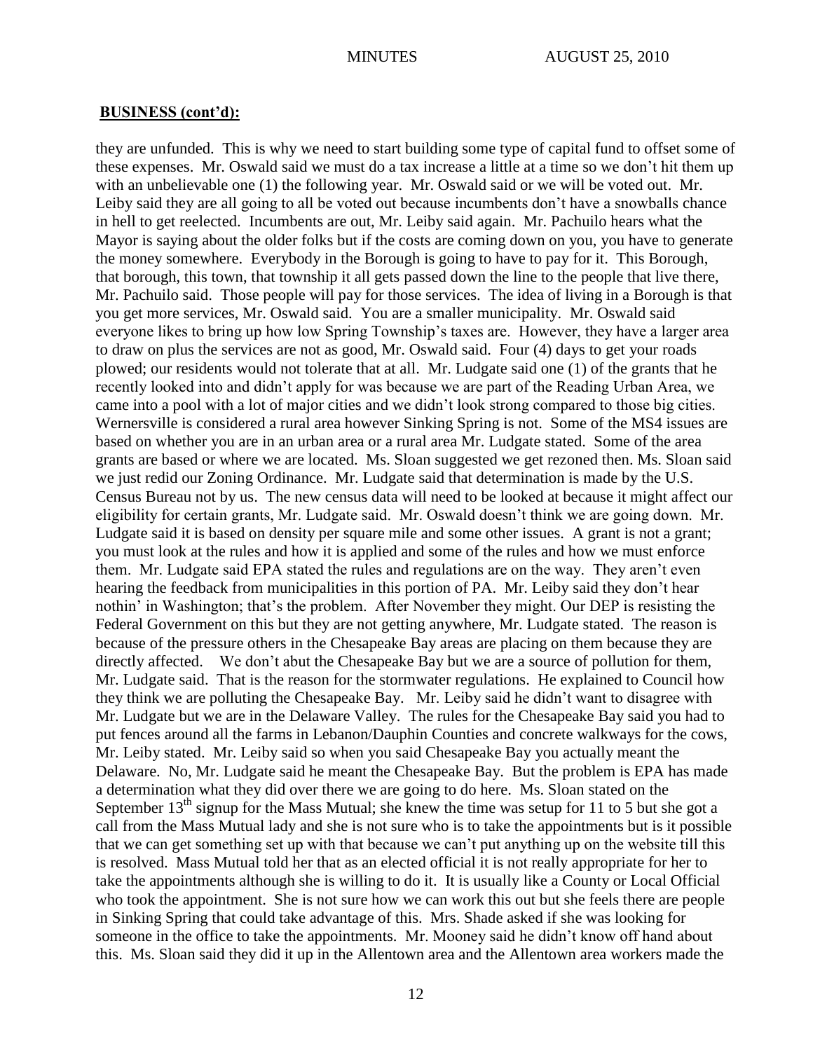**BUSINESS (cont'd):**

they are unfunded. This is why we need to start building some type of capital fund to offset some of these expenses. Mr. Oswald said we must do a tax increase a little at a time so we don't hit them up with an unbelievable one (1) the following year. Mr. Oswald said or we will be voted out. Mr. Leiby said they are all going to all be voted out because incumbents don't have a snowballs chance in hell to get reelected. Incumbents are out, Mr. Leiby said again. Mr. Pachuilo hears what the Mayor is saying about the older folks but if the costs are coming down on you, you have to generate the money somewhere. Everybody in the Borough is going to have to pay for it. This Borough, that borough, this town, that township it all gets passed down the line to the people that live there, Mr. Pachuilo said. Those people will pay for those services. The idea of living in a Borough is that you get more services, Mr. Oswald said. You are a smaller municipality. Mr. Oswald said everyone likes to bring up how low Spring Township's taxes are. However, they have a larger area to draw on plus the services are not as good, Mr. Oswald said. Four (4) days to get your roads plowed; our residents would not tolerate that at all. Mr. Ludgate said one (1) of the grants that he recently looked into and didn't apply for was because we are part of the Reading Urban Area, we came into a pool with a lot of major cities and we didn't look strong compared to those big cities. Wernersville is considered a rural area however Sinking Spring is not. Some of the MS4 issues are based on whether you are in an urban area or a rural area Mr. Ludgate stated. Some of the area grants are based or where we are located. Ms. Sloan suggested we get rezoned then. Ms. Sloan said we just redid our Zoning Ordinance. Mr. Ludgate said that determination is made by the U.S. Census Bureau not by us. The new census data will need to be looked at because it might affect our eligibility for certain grants, Mr. Ludgate said. Mr. Oswald doesn't think we are going down. Mr. Ludgate said it is based on density per square mile and some other issues. A grant is not a grant; you must look at the rules and how it is applied and some of the rules and how we must enforce them. Mr. Ludgate said EPA stated the rules and regulations are on the way. They aren't even hearing the feedback from municipalities in this portion of PA. Mr. Leiby said they don't hear nothin' in Washington; that's the problem. After November they might. Our DEP is resisting the Federal Government on this but they are not getting anywhere, Mr. Ludgate stated. The reason is because of the pressure others in the Chesapeake Bay areas are placing on them because they are directly affected. We don't abut the Chesapeake Bay but we are a source of pollution for them, Mr. Ludgate said. That is the reason for the stormwater regulations. He explained to Council how they think we are polluting the Chesapeake Bay. Mr. Leiby said he didn't want to disagree with Mr. Ludgate but we are in the Delaware Valley. The rules for the Chesapeake Bay said you had to put fences around all the farms in Lebanon/Dauphin Counties and concrete walkways for the cows, Mr. Leiby stated. Mr. Leiby said so when you said Chesapeake Bay you actually meant the Delaware. No, Mr. Ludgate said he meant the Chesapeake Bay. But the problem is EPA has made a determination what they did over there we are going to do here. Ms. Sloan stated on the September 13th signup for the Mass Mutual; she knew the time was setup for 11 to 5 but she got a call from the Mass Mutual lady and she is not sure who is to take the appointments but is it possible that we can get something set up with that because we can't put anything up on the website till this is resolved. Mass Mutual told her that as an elected official it is not really appropriate for her to take the appointments although she is willing to do it. It is usually like a County or Local Official who took the appointment. She is not sure how we can work this out but she feels there are people in Sinking Spring that could take advantage of this. Mrs. Shade asked if she was looking for someone in the office to take the appointments. Mr. Mooney said he didn't know off hand about this. Ms. Sloan said they did it up in the Allentown area and the Allentown area workers made the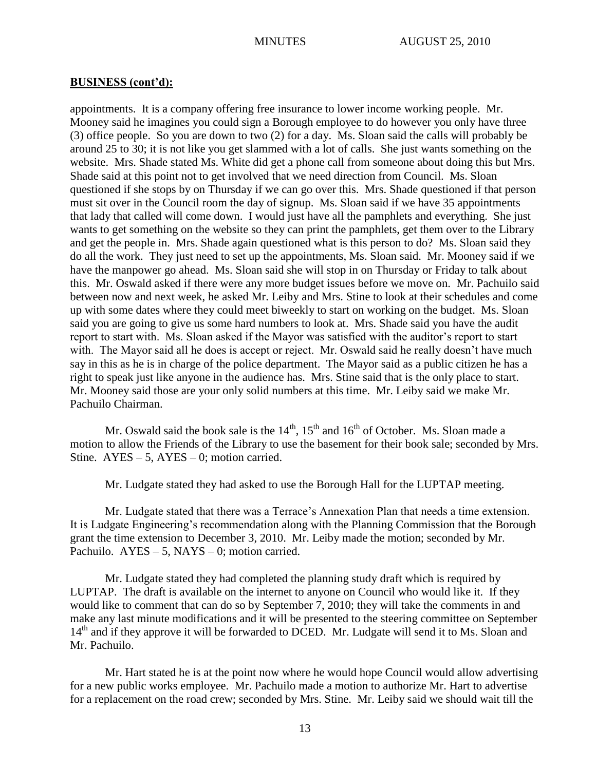## BUSINESS (cont'd):

appointments. It is a company offering free insurance to lower income working people. Mr. Mooney said he imagines you could sign a Borough employee to do however you only have three (3) office people. So you are down to two (2) for a day. Ms. Sloan said the calls will probably be around 25 to 30; it is not like you get slammed with a lot of calls. She just wants something on the website. Mrs. Shade stated Ms. White did get a phone call from someone about doing this but Mrs. Shade said at this point not to get involved that we need direction from Council. Ms. Sloan questioned if she stops by on Thursday if we can go over this. Mrs. Shade questioned if that person must sit over in the Council room the day of signup. Ms. Sloan said if we have 35 appointments that lady that called will come down. I would just have all the pamphlets and everything. She just wants to get something on the website so they can print the pamphlets, get them over to the Library and get the people in. Mrs. Shade again questioned what is this person to do? Ms. Sloan said they do all the work. They just need to set up the appointments, Ms. Sloan said. Mr. Mooney said if we have the manpower go ahead. Ms. Sloan said she will stop in on Thursday or Friday to talk about this. Mr. Oswald asked if there were any more budget issues before we move on. Mr. Pachuilo said between now and next week, he asked Mr. Leiby and Mrs. Stine to look at their schedules and come up with some dates where they could meet biweekly to start on working on the budget. Ms. Sloan said you are going to give us some hard numbers to look at. Mrs. Shade said you have the audit report to start with. Ms. Sloan asked if the Mayor was satisfied with the auditor's report to start with. The Mayor said all he does is accept or reject. Mr. Oswald said he really doesn't have much say in this as he is in charge of the police department. The Mayor said as a public citizen he has a right to speak just like anyone in the audience has. Mrs. Stine said that is the only place to start. Mr. Mooney said those are your only solid numbers at this time. Mr. Leiby said we make Mr. Pachuilo Chairman.

Mr. Oswald said the book sale is the 14th, 15th and 16th of October. Ms. Sloan made a motion to allow the Friends of the Library to use the basement for their book sale; seconded by Mrs. Stine. AYES – 5, AYES – 0; motion carried.

Mr. Ludgate stated they had asked to use the Borough Hall for the LUPTAP meeting.

Mr. Ludgate stated that there was a Terrace's Annexation Plan that needs a time extension. It is Ludgate Engineering's recommendation along with the Planning Commission that the Borough grant the time extension to December 3, 2010. Mr. Leiby made the motion; seconded by Mr. Pachuilo. AYES – 5, NAYS – 0; motion carried.

Mr. Ludgate stated they had completed the planning study draft which is required by LUPTAP. The draft is available on the internet to anyone on Council who would like it. If they would like to comment that can do so by September 7, 2010; they will take the comments in and make any last minute modifications and it will be presented to the steering committee on September 14th and if they approve it will be forwarded to DCED. Mr. Ludgate will send it to Ms. Sloan and Mr. Pachuilo.

Mr. Hart stated he is at the point now where he would hope Council would allow advertising for a new public works employee. Mr. Pachuilo made a motion to authorize Mr. Hart to advertise for a replacement on the road crew; seconded by Mrs. Stine. Mr. Leiby said we should wait till the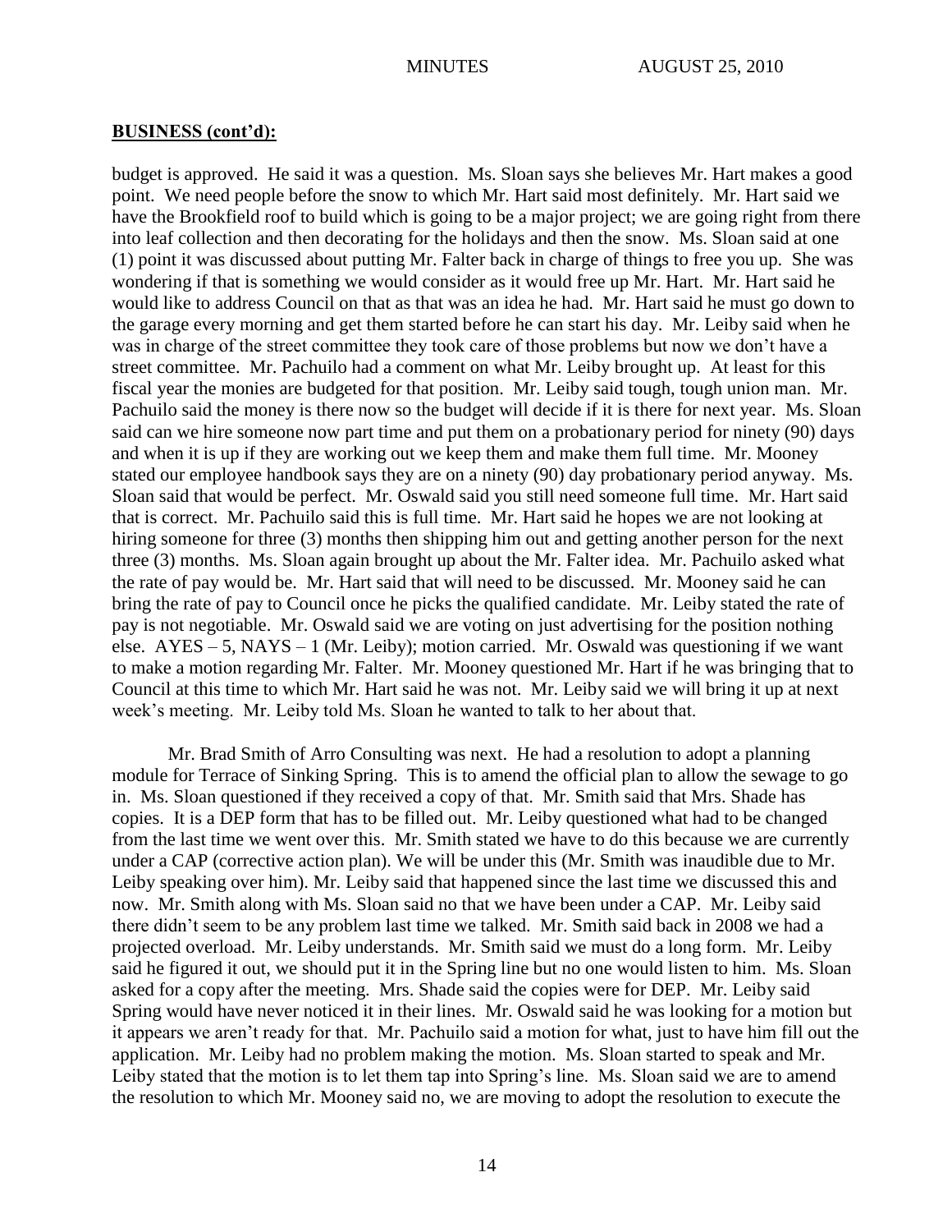**BUSINESS (cont'd):**

budget is approved. He said it was a question. Ms. Sloan says she believes Mr. Hart makes a good point. We need people before the snow to which Mr. Hart said most definitely. Mr. Hart said we have the Brookfield roof to build which is going to be a major project; we are going right from there into leaf collection and then decorating for the holidays and then the snow. Ms. Sloan said at one (1) point it was discussed about putting Mr. Falter back in charge of things to free you up. She was wondering if that is something we would consider as it would free up Mr. Hart. Mr. Hart said he would like to address Council on that as that was an idea he had. Mr. Hart said he must go down to the garage every morning and get them started before he can start his day. Mr. Leiby said when he was in charge of the street committee they took care of those problems but now we don't have a street committee. Mr. Pachuilo had a comment on what Mr. Leiby brought up. At least for this fiscal year the monies are budgeted for that position. Mr. Leiby said tough, tough union man. Mr. Pachuilo said the money is there now so the budget will decide if it is there for next year. Ms. Sloan said can we hire someone now part time and put them on a probationary period for ninety (90) days and when it is up if they are working out we keep them and make them full time. Mr. Mooney stated our employee handbook says they are on a ninety (90) day probationary period anyway. Ms. Sloan said that would be perfect. Mr. Oswald said you still need someone full time. Mr. Hart said that is correct. Mr. Pachuilo said this is full time. Mr. Hart said he hopes we are not looking at hiring someone for three (3) months then shipping him out and getting another person for the next three (3) months. Ms. Sloan again brought up about the Mr. Falter idea. Mr. Pachuilo asked what the rate of pay would be. Mr. Hart said that will need to be discussed. Mr. Mooney said he can bring the rate of pay to Council once he picks the qualified candidate. Mr. Leiby stated the rate of pay is not negotiable. Mr. Oswald said we are voting on just advertising for the position nothing else. AYES – 5, NAYS – 1 (Mr. Leiby); motion carried. Mr. Oswald was questioning if we want to make a motion regarding Mr. Falter. Mr. Mooney questioned Mr. Hart if he was bringing that to Council at this time to which Mr. Hart said he was not. Mr. Leiby said we will bring it up at next week's meeting. Mr. Leiby told Ms. Sloan he wanted to talk to her about that.

Mr. Brad Smith of Arro Consulting was next. He had a resolution to adopt a planning module for Terrace of Sinking Spring. This is to amend the official plan to allow the sewage to go in. Ms. Sloan questioned if they received a copy of that. Mr. Smith said that Mrs. Shade has copies. It is a DEP form that has to be filled out. Mr. Leiby questioned what had to be changed from the last time we went over this. Mr. Smith stated we have to do this because we are currently under a CAP (corrective action plan). We will be under this (Mr. Smith was inaudible due to Mr. Leiby speaking over him). Mr. Leiby said that happened since the last time we discussed this and now. Mr. Smith along with Ms. Sloan said no that we have been under a CAP. Mr. Leiby said there didn't seem to be any problem last time we talked. Mr. Smith said back in 2008 we had a projected overload. Mr. Leiby understands. Mr. Smith said we must do a long form. Mr. Leiby said he figured it out, we should put it in the Spring line but no one would listen to him. Ms. Sloan asked for a copy after the meeting. Mrs. Shade said the copies were for DEP. Mr. Leiby said Spring would have never noticed it in their lines. Mr. Oswald said he was looking for a motion but it appears we aren't ready for that. Mr. Pachuilo said a motion for what, just to have him fill out the application. Mr. Leiby had no problem making the motion. Ms. Sloan started to speak and Mr. Leiby stated that the motion is to let them tap into Spring's line. Ms. Sloan said we are to amend the resolution to which Mr. Mooney said no, we are moving to adopt the resolution to execute the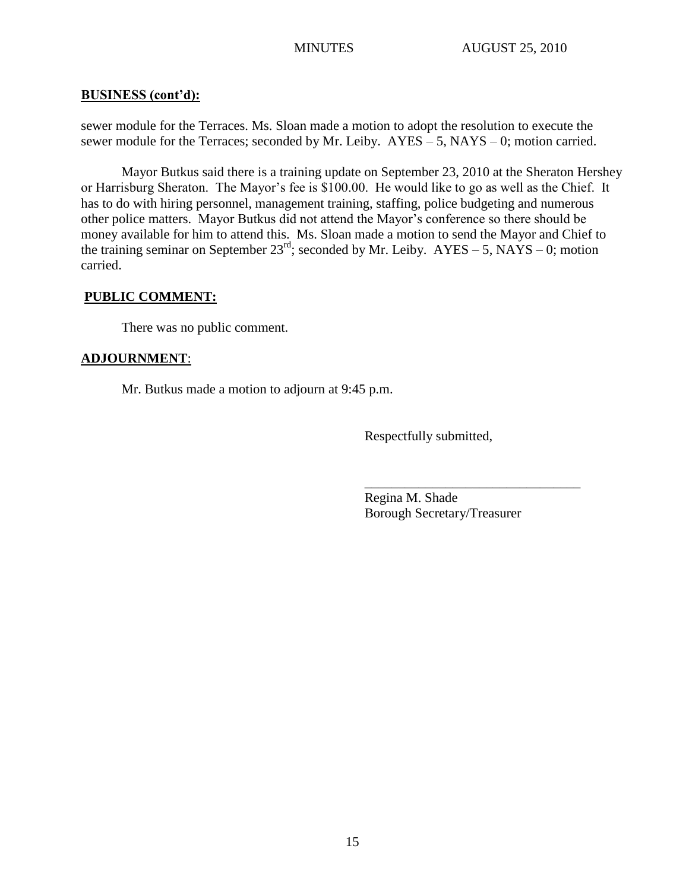**BUSINESS (cont'd):**

sewer module for the Terraces. Ms. Sloan made a motion to adopt the resolution to execute the sewer module for the Terraces; seconded by Mr. Leiby. AYES – 5, NAYS – 0; motion carried.

Mayor Butkus said there is a training update on September 23, 2010 at the Sheraton Hershey or Harrisburg Sheraton. The Mayor's fee is $100.00. He would like to go as well as the Chief. It has to do with hiring personnel, management training, staffing, police budgeting and numerous other police matters. Mayor Butkus did not attend the Mayor's conference so there should be money available for him to attend this. Ms. Sloan made a motion to send the Mayor and Chief to the training seminar on September 23rd; seconded by Mr. Leiby. AYES – 5, NAYS – 0; motion carried.

**PUBLIC COMMENT:**

There was no public comment.

**ADJOURNMENT**:

Mr. Butkus made a motion to adjourn at 9:45 p.m.

Respectfully submitted,

\_\_\_\_\_\_\_\_\_\_\_\_\_\_\_\_\_\_\_\_\_\_\_\_\_\_\_\_\_\_\_\_

Regina M. Shade
Borough Secretary/Treasurer